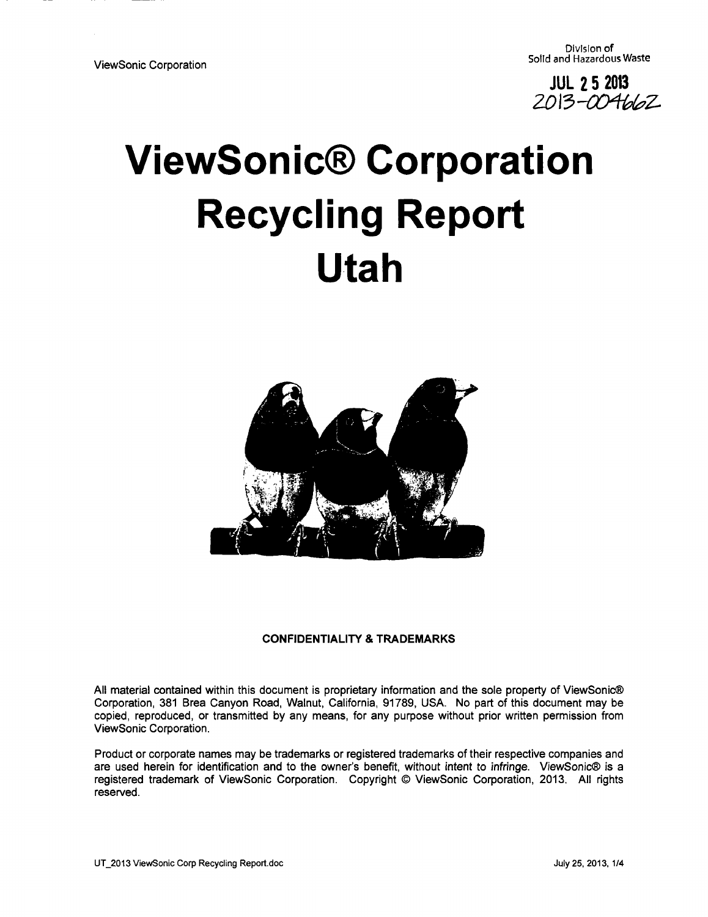ViewSonic Corporation

Division of
Solid and Hazardous Waste

JUL 25 2013
2013-004662

# ViewSonic® Corporation Recycling Report Utah

**CONFIDENTIALITY & TRADEMARKS**

All material contained within this document is proprietary information and the sole property of ViewSonic® Corporation, 381 Brea Canyon Road, Walnut, California, 91789, USA. No part of this document may be copied, reproduced, or transmitted by any means, for any purpose without prior written permission from ViewSonic Corporation.

Product or corporate names may be trademarks or registered trademarks of their respective companies and are used herein for identification and to the owner's benefit, without intent to *infringe*. ViewSonic® is a registered trademark of ViewSonic Corporation. Copyright © ViewSonic Corporation, 2013. All rights reserved.

UT_2013 ViewSonic Corp Recycling Report.doc

July 25, 2013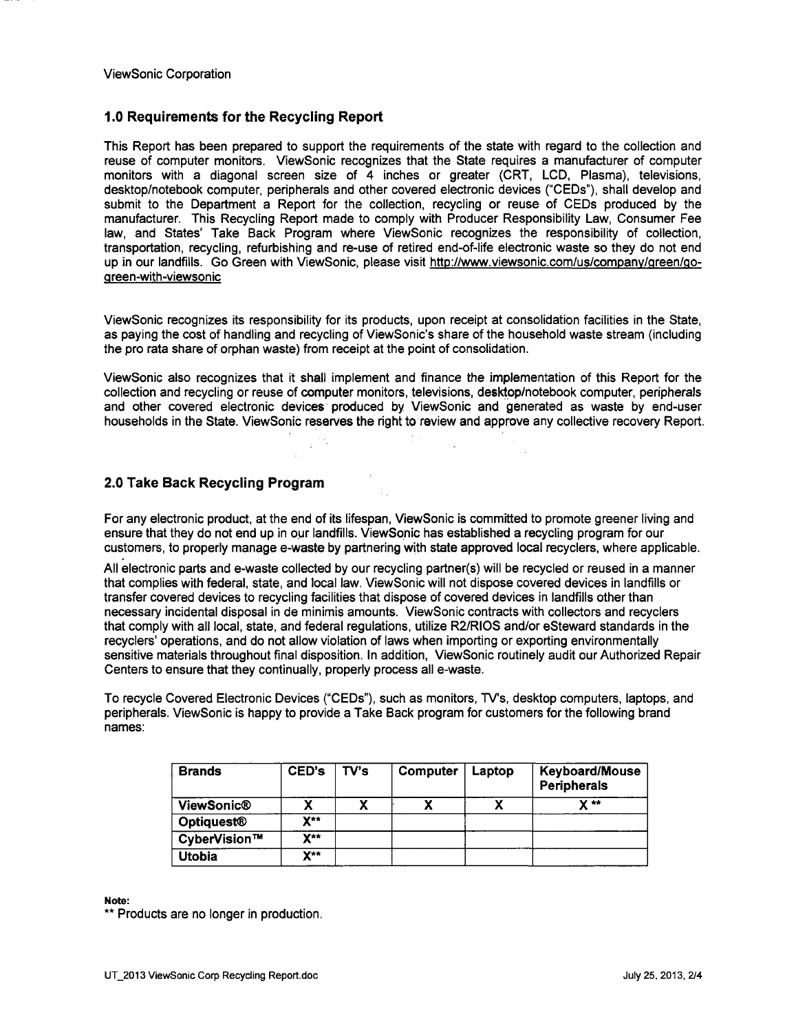ViewSonic Corporation

## 1.0 Requirements for the Recycling Report

This Report has been prepared to support the requirements of the state with regard to the collection and reuse of computer monitors. ViewSonic recognizes that the State requires a manufacturer of computer monitors with a diagonal screen size of 4 inches or greater (CRT, LCD, Plasma), televisions, desktop/notebook computer, peripherals and other covered electronic devices ("CEDs"), shall develop and submit to the Department a Report for the collection, recycling or reuse of CEDs produced by the manufacturer. This Recycling Report made to comply with Producer Responsibility Law, Consumer Fee law, and States' Take Back Program where ViewSonic recognizes the responsibility of collection, transportation, recycling, refurbishing and re-use of retired end-of-life electronic waste so they do not end up in our landfills. Go Green with ViewSonic, please visit http://www.viewsonic.com/us/company/green/go-green-with-viewsonic

ViewSonic recognizes its responsibility for its products, upon receipt at consolidation facilities in the State, as paying the cost of handling and recycling of ViewSonic's share of the household waste stream (including the pro rata share of orphan waste) from receipt at the point of consolidation.

ViewSonic also recognizes that it shall implement and finance the implementation of this Report for the collection and recycling or reuse of computer monitors, televisions, desktop/notebook computer, peripherals and other covered electronic devices produced by ViewSonic and generated as waste by end-user households in the State. ViewSonic reserves the right to review and approve any collective recovery Report.

## 2.0 Take Back Recycling Program

For any electronic product, at the end of its lifespan, ViewSonic is committed to promote greener living and ensure that they do not end up in our landfills. ViewSonic has established a recycling program for our customers, to properly manage e-waste by partnering with state approved local recyclers, where applicable.

All electronic parts and e-waste collected by our recycling partner(s) will be recycled or reused in a manner that complies with federal, state, and local law. ViewSonic will not dispose covered devices in landfills or transfer covered devices to recycling facilities that dispose of covered devices in landfills other than necessary incidental disposal in de minimis amounts. ViewSonic contracts with collectors and recyclers that comply with all local, state, and federal regulations, utilize R2/RIOS and/or eSteward standards in the recyclers' operations, and do not allow violation of laws when importing or exporting environmentally sensitive materials throughout final disposition. In addition, ViewSonic routinely audit our Authorized Repair Centers to ensure that they continually, properly process all e-waste.

To recycle Covered Electronic Devices ("CEDs"), such as monitors, TV's, desktop computers, laptops, and peripherals. ViewSonic is happy to provide a Take Back program for customers for the following brand names:

| Brands | CED's | TV's | Computer | Laptop | Keyboard/Mouse Peripherals |
|---|---|---|---|---|---|
| ViewSonic® | X | X | X | X | X ** |
| Optiquest® | X** | | | | |
| CyberVision™ | X** | | | | |
| Utobia | X** | | | | |

**Note:**
** Products are no longer in production.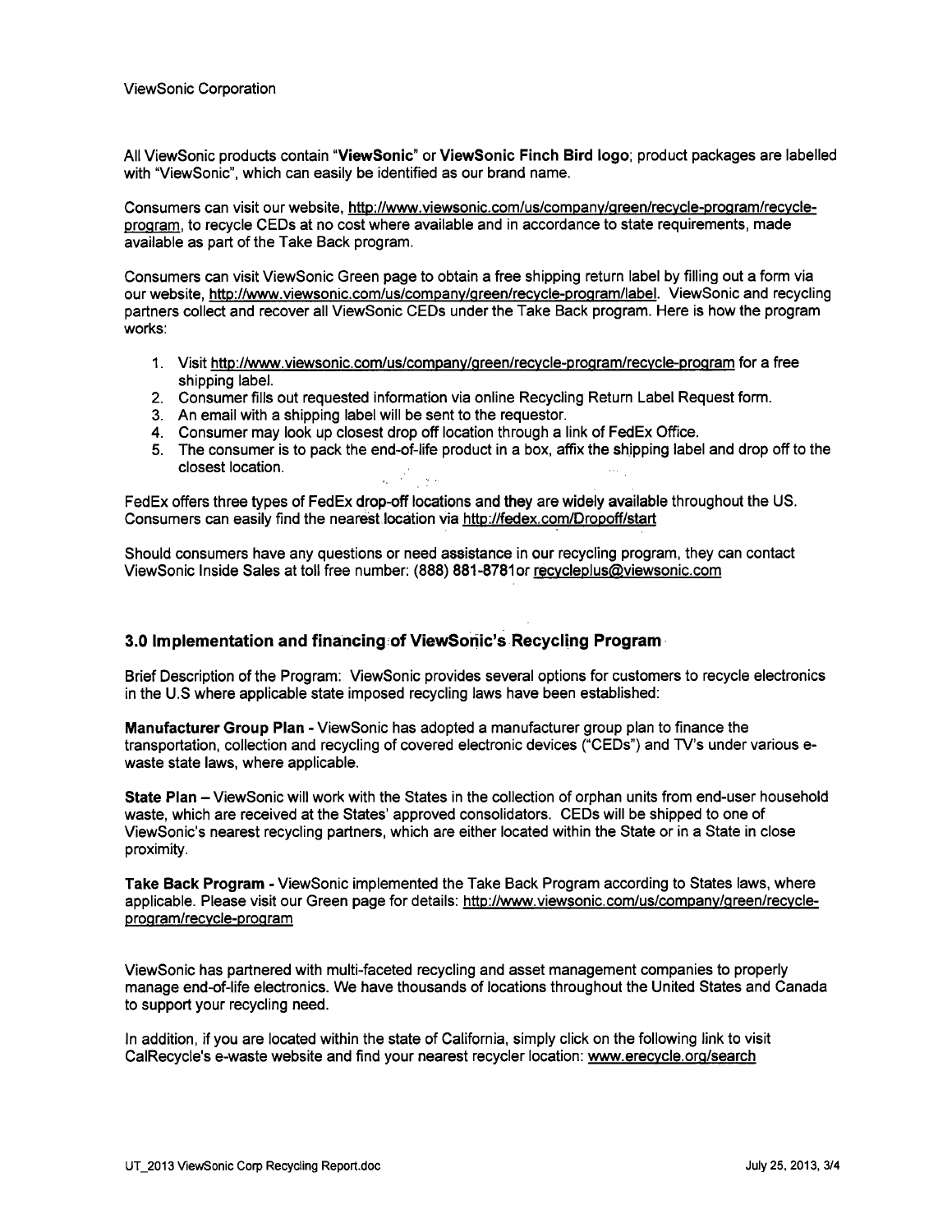ViewSonic Corporation

All ViewSonic products contain "**ViewSonic**" or **ViewSonic Finch Bird logo**; product packages are labelled with "ViewSonic", which can easily be identified as our brand name.

Consumers can visit our website, http://www.viewsonic.com/us/company/green/recycle-program/recycle-program, to recycle CEDs at no cost where available and in accordance to state requirements, made available as part of the Take Back program.

Consumers can visit ViewSonic Green page to obtain a free shipping return label by filling out a form via our website, http://www.viewsonic.com/us/company/green/recycle-program/label. ViewSonic and recycling partners collect and recover all ViewSonic CEDs under the Take Back program. Here is how the program works:

1. Visit http://www.viewsonic.com/us/company/green/recycle-program/recycle-program for a free shipping label.
2. Consumer fills out requested information via online Recycling Return Label Request form.
3. An email with a shipping label will be sent to the requestor.
4. Consumer may look up closest drop off location through a link of FedEx Office.
5. The consumer is to pack the end-of-life product in a box, affix the shipping label and drop off to the closest location.

FedEx offers three types of FedEx drop-off locations and they are widely available throughout the US. Consumers can easily find the nearest location via http://fedex.com/Dropoff/start

Should consumers have any questions or need assistance in our recycling program, they can contact ViewSonic Inside Sales at toll free number: (888) 881-8781or recycleplus@viewsonic.com

### 3.0 Implementation and financing of ViewSonic's Recycling Program

Brief Description of the Program: ViewSonic provides several options for customers to recycle electronics in the U.S where applicable state imposed recycling laws have been established:

**Manufacturer Group Plan** - ViewSonic has adopted a manufacturer group plan to finance the transportation, collection and recycling of covered electronic devices ("CEDs") and TV's under various e-waste state laws, where applicable.

**State Plan** – ViewSonic will work with the States in the collection of orphan units from end-user household waste, which are received at the States' approved consolidators. CEDs will be shipped to one of ViewSonic's nearest recycling partners, which are either located within the State or in a State in close proximity.

**Take Back Program** - ViewSonic implemented the Take Back Program according to States laws, where applicable. Please visit our Green page for details: http://www.viewsonic.com/us/company/green/recycle-program/recycle-program

ViewSonic has partnered with multi-faceted recycling and asset management companies to properly manage end-of-life electronics. We have thousands of locations throughout the United States and Canada to support your recycling need.

In addition, if you are located within the state of California, simply click on the following link to visit CalRecycle's e-waste website and find your nearest recycler location: www.erecycle.org/search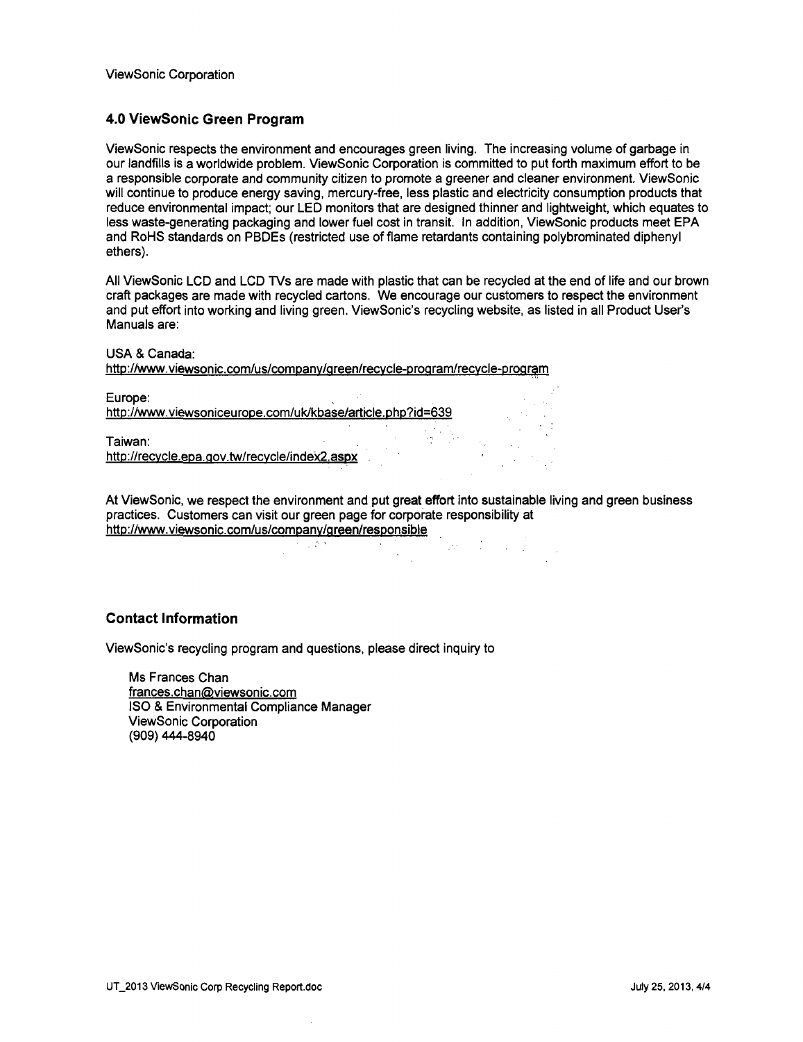## 4.0 ViewSonic Green Program

ViewSonic respects the environment and encourages green living. The increasing volume of garbage in our landfills is a worldwide problem. ViewSonic Corporation is committed to put forth maximum effort to be a responsible corporate and community citizen to promote a greener and cleaner environment. ViewSonic will continue to produce energy saving, mercury-free, less plastic and electricity consumption products that reduce environmental impact; our LED monitors that are designed thinner and lightweight, which equates to less waste-generating packaging and lower fuel cost in transit. In addition, ViewSonic products meet EPA and RoHS standards on PBDEs (restricted use of flame retardants containing polybrominated diphenyl ethers).

All ViewSonic LCD and LCD TVs are made with plastic that can be recycled at the end of life and our brown craft packages are made with recycled cartons. We encourage our customers to respect the environment and put effort into working and living green. ViewSonic's recycling website, as listed in all Product User's Manuals are:

USA & Canada:
http://www.viewsonic.com/us/company/green/recycle-program/recycle-program

Europe:
http://www.viewsoniceurope.com/uk/kbase/article.php?id=639

Taiwan:
http://recycle.epa.gov.tw/recycle/index2.aspx

At ViewSonic, we respect the environment and put great effort into sustainable living and green business practices. Customers can visit our green page for corporate responsibility at http://www.viewsonic.com/us/company/green/responsible

## Contact Information

ViewSonic's recycling program and questions, please direct inquiry to

Ms Frances Chan
frances.chan@viewsonic.com
ISO & Environmental Compliance Manager
ViewSonic Corporation
(909) 444-8940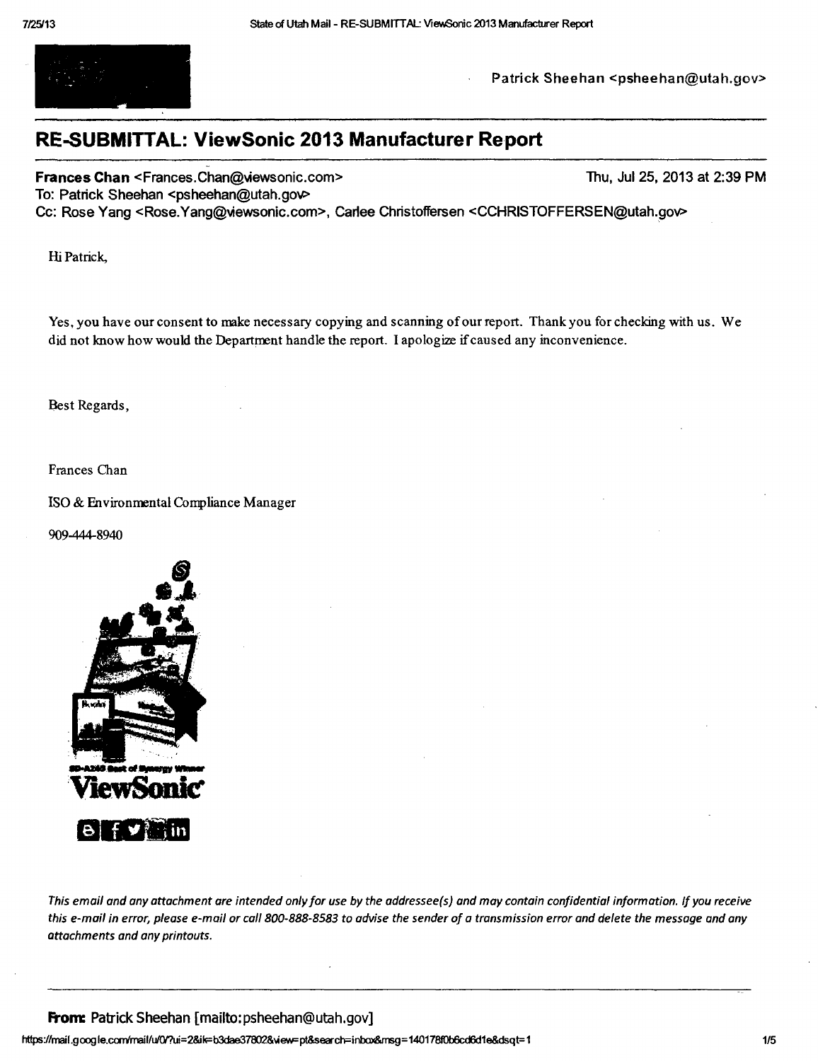Patrick Sheehan <psheehan@utah.gov>

# RE-SUBMITTAL: ViewSonic 2013 Manufacturer Report

**Frances Chan** <Frances.Chan@viewsonic.com> Thu, Jul 25, 2013 at 2:39 PM
To: Patrick Sheehan <psheehan@utah.gov>
Cc: Rose Yang <Rose.Yang@viewsonic.com>, Carlee Christoffersen <CCHRISTOFFERSEN@utah.gov>

Hi Patrick,

Yes, you have our consent to make necessary copying and scanning of our report. Thank you for checking with us. We did not know how would the Department handle the report. I apologize if caused any inconvenience.

Best Regards,

Frances Chan

ISO & Environmental Compliance Manager

909-444-8940

SD-A245 Best of Synergy Winner

ViewSonic

*This email and any attachment are intended only for use by the addressee(s) and may contain confidential information. If you receive this e-mail in error, please e-mail or call 800-888-8583 to advise the sender of a transmission error and delete the message and any attachments and any printouts.*

---

**From:** Patrick Sheehan [mailto:psheehan@utah.gov]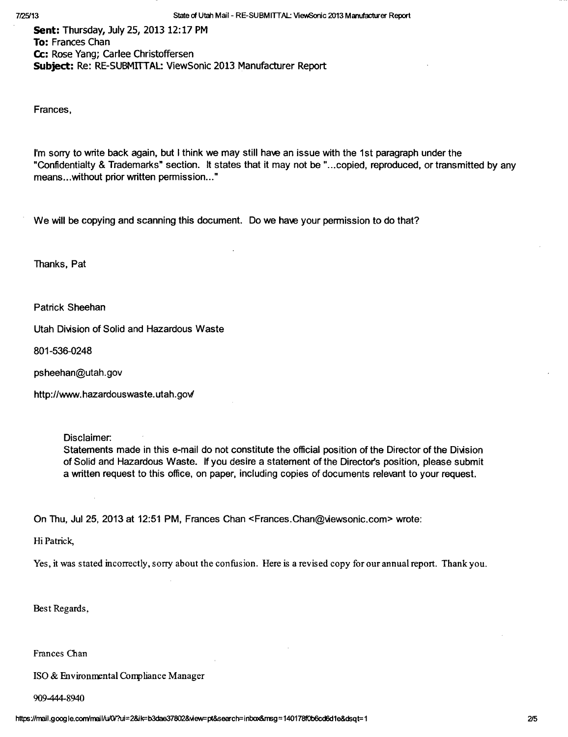**Sent:** Thursday, July 25, 2013 12:17 PM
**To:** Frances Chan
**Cc:** Rose Yang; Carlee Christoffersen
**Subject:** Re: RE-SUBMITTAL: ViewSonic 2013 Manufacturer Report

Frances,

I'm sorry to write back again, but I think we may still have an issue with the 1st paragraph under the "Confidentialty & Trademarks" section. It states that it may not be "...copied, reproduced, or transmitted by any means...without prior written permission..."

We will be copying and scanning this document. Do we have your permission to do that?

Thanks, Pat

Patrick Sheehan

Utah Division of Solid and Hazardous Waste

801-536-0248

psheehan@utah.gov

http://www.hazardouswaste.utah.gov/

> Disclaimer:
> Statements made in this e-mail do not constitute the official position of the Director of the Division of Solid and Hazardous Waste. If you desire a statement of the Director's position, please submit a written request to this office, on paper, including copies of documents relevant to your request.

On Thu, Jul 25, 2013 at 12:51 PM, Frances Chan <Frances.Chan@viewsonic.com> wrote:

Hi Patrick,

Yes, it was stated incorrectly, sorry about the confusion. Here is a revised copy for our annual report. Thank you.

Best Regards,

Frances Chan

ISO & Environmental Compliance Manager

909-444-8940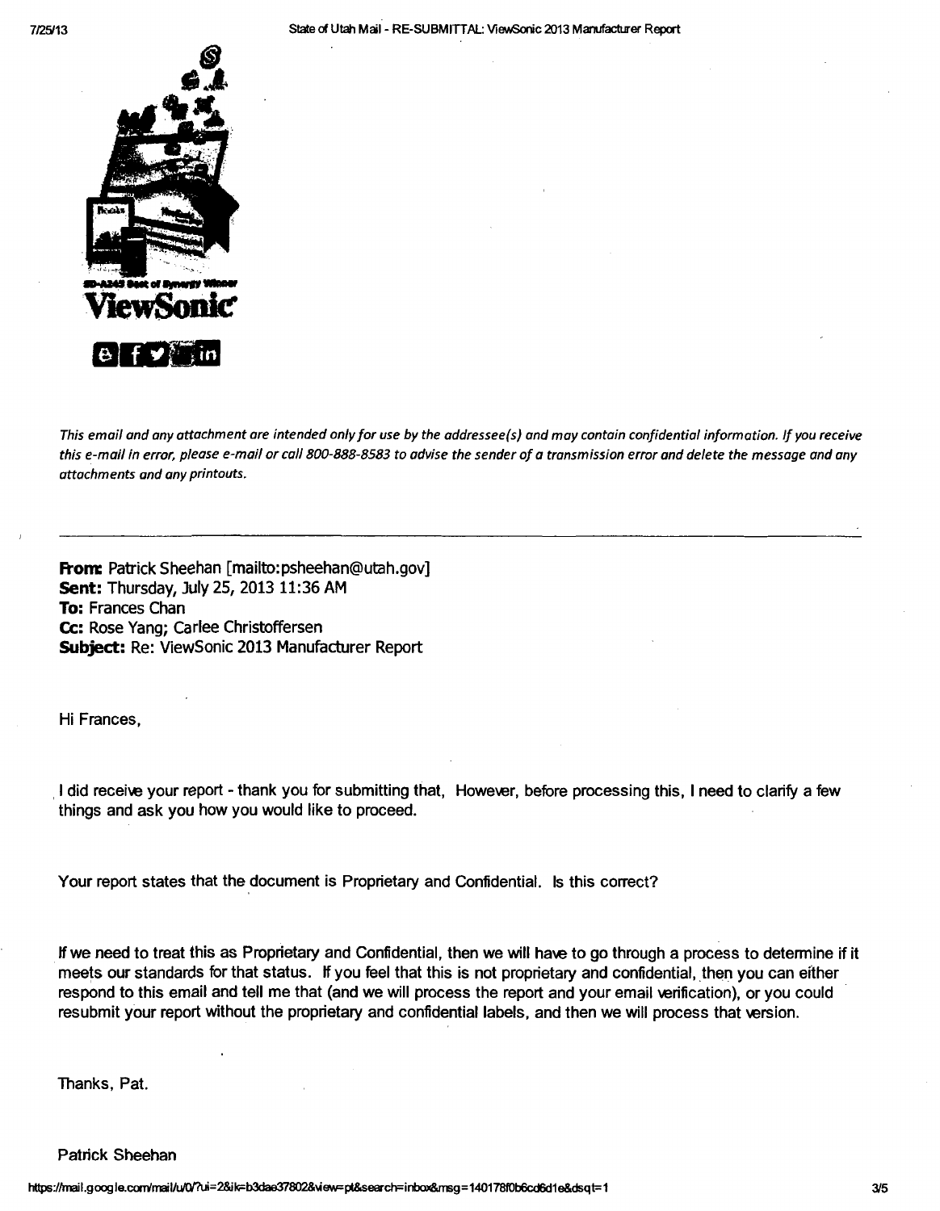*This email and any attachment are intended only for use by the addressee(s) and may contain confidential information. If you receive this e-mail in error, please e-mail or call 800-888-8583 to advise the sender of a transmission error and delete the message and any attachments and any printouts.*

---

**From:** Patrick Sheehan [mailto:psheehan@utah.gov]
**Sent:** Thursday, July 25, 2013 11:36 AM
**To:** Frances Chan
**Cc:** Rose Yang; Carlee Christoffersen
**Subject:** Re: ViewSonic 2013 Manufacturer Report

Hi Frances,

I did receive your report - thank you for submitting that, However, before processing this, I need to clarify a few things and ask you how you would like to proceed.

Your report states that the document is Proprietary and Confidential. Is this correct?

If we need to treat this as Proprietary and Confidential, then we will have to go through a process to determine if it meets our standards for that status. If you feel that this is not proprietary and confidential, then you can either respond to this email and tell me that (and we will process the report and your email verification), or you could resubmit your report without the proprietary and confidential labels, and then we will process that version.

Thanks, Pat.

Patrick Sheehan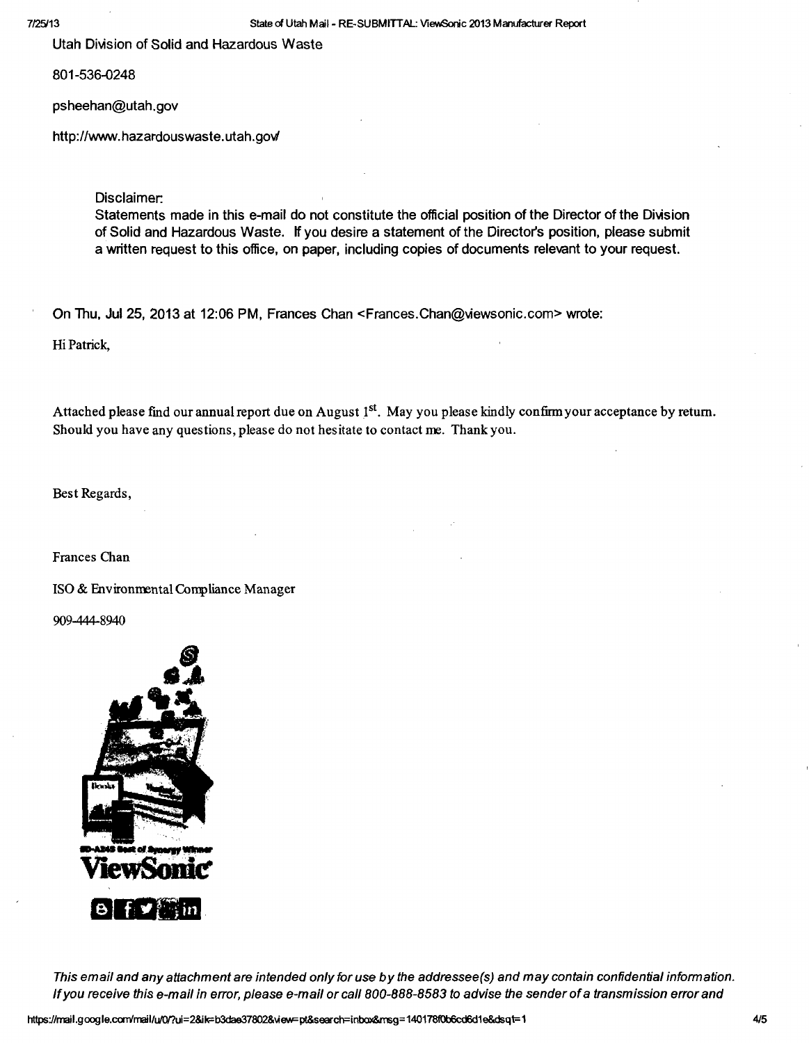Utah Division of Solid and Hazardous Waste

801-536-0248

psheehan@utah.gov

http://www.hazardouswaste.utah.gov/

> Disclaimer:
> Statements made in this e-mail do not constitute the official position of the Director of the Division of Solid and Hazardous Waste. If you desire a statement of the Director's position, please submit a written request to this office, on paper, including copies of documents relevant to your request.

On Thu, Jul 25, 2013 at 12:06 PM, Frances Chan <Frances.Chan@viewsonic.com> wrote:

Hi Patrick,

Attached please find our annual report due on August 1st. May you please kindly confirm your acceptance by return. Should you have any questions, please do not hesitate to contact me. Thank you.

Best Regards,

Frances Chan

ISO & Environmental Compliance Manager

909-444-8940

SD-A245 Best of Synergy Winner

ViewSonic

*This email and any attachment are intended only for use by the addressee(s) and may contain confidential information. If you receive this e-mail in error, please e-mail or call 800-888-8583 to advise the sender of a transmission error and*